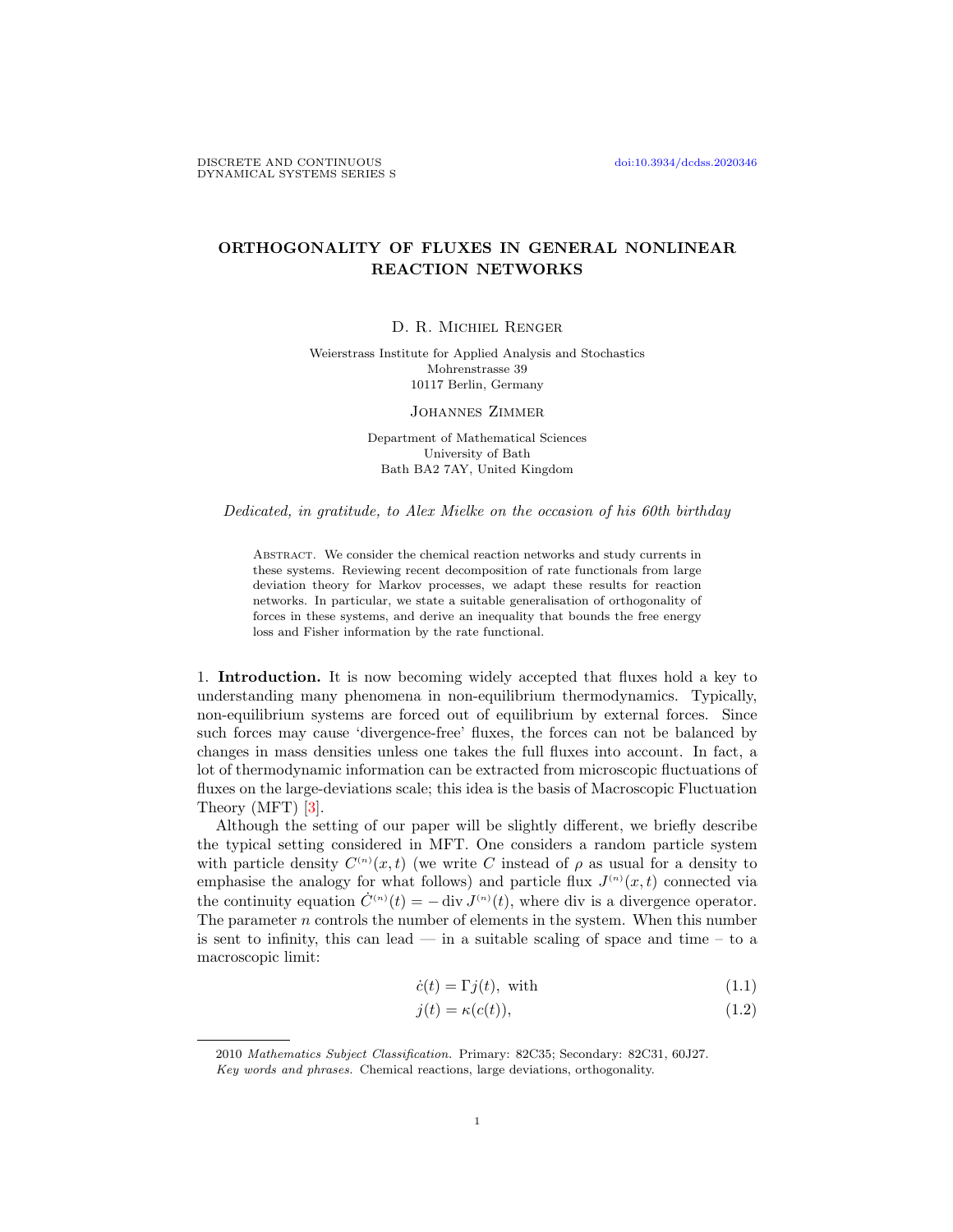# ORTHOGONALITY OF FLUXES IN GENERAL NONLINEAR REACTION NETWORKS

D. R. Michiel Renger

Weierstrass Institute for Applied Analysis and Stochastics
Mohrenstrasse 39
10117 Berlin, Germany

Johannes Zimmer

Department of Mathematical Sciences
University of Bath
Bath BA2 7AY, United Kingdom

*Dedicated, in gratitude, to Alex Mielke on the occasion of his 60th birthday*

Abstract. We consider the chemical reaction networks and study currents in these systems. Reviewing recent decomposition of rate functionals from large deviation theory for Markov processes, we adapt these results for reaction networks. In particular, we state a suitable generalisation of orthogonality of forces in these systems, and derive an inequality that bounds the free energy loss and Fisher information by the rate functional.

## 1. Introduction.

It is now becoming widely accepted that fluxes hold a key to understanding many phenomena in non-equilibrium thermodynamics. Typically, non-equilibrium systems are forced out of equilibrium by external forces. Since such forces may cause 'divergence-free' fluxes, the forces can not be balanced by changes in mass densities unless one takes the full fluxes into account. In fact, a lot of thermodynamic information can be extracted from microscopic fluctuations of fluxes on the large-deviations scale; this idea is the basis of Macroscopic Fluctuation Theory (MFT) [3].

Although the setting of our paper will be slightly different, we briefly describe the typical setting considered in MFT. One considers a random particle system with particle density $C^{(n)}(x,t)$ (we write $C$ instead of $\rho$ as usual for a density to emphasise the analogy for what follows) and particle flux $J^{(n)}(x,t)$ connected via the continuity equation $\dot{C}^{(n)}(t) = -\operatorname{div} J^{(n)}(t)$, where div is a divergence operator. The parameter $n$ controls the number of elements in the system. When this number is sent to infinity, this can lead — in a suitable scaling of space and time – to a macroscopic limit:

$$\dot{c}(t) = \Gamma j(t), \text{ with} \tag{1.1}$$

$$j(t) = \kappa(c(t)), \tag{1.2}$$

2010 *Mathematics Subject Classification.* Primary: 82C35; Secondary: 82C31, 60J27.
*Key words and phrases.* Chemical reactions, large deviations, orthogonality.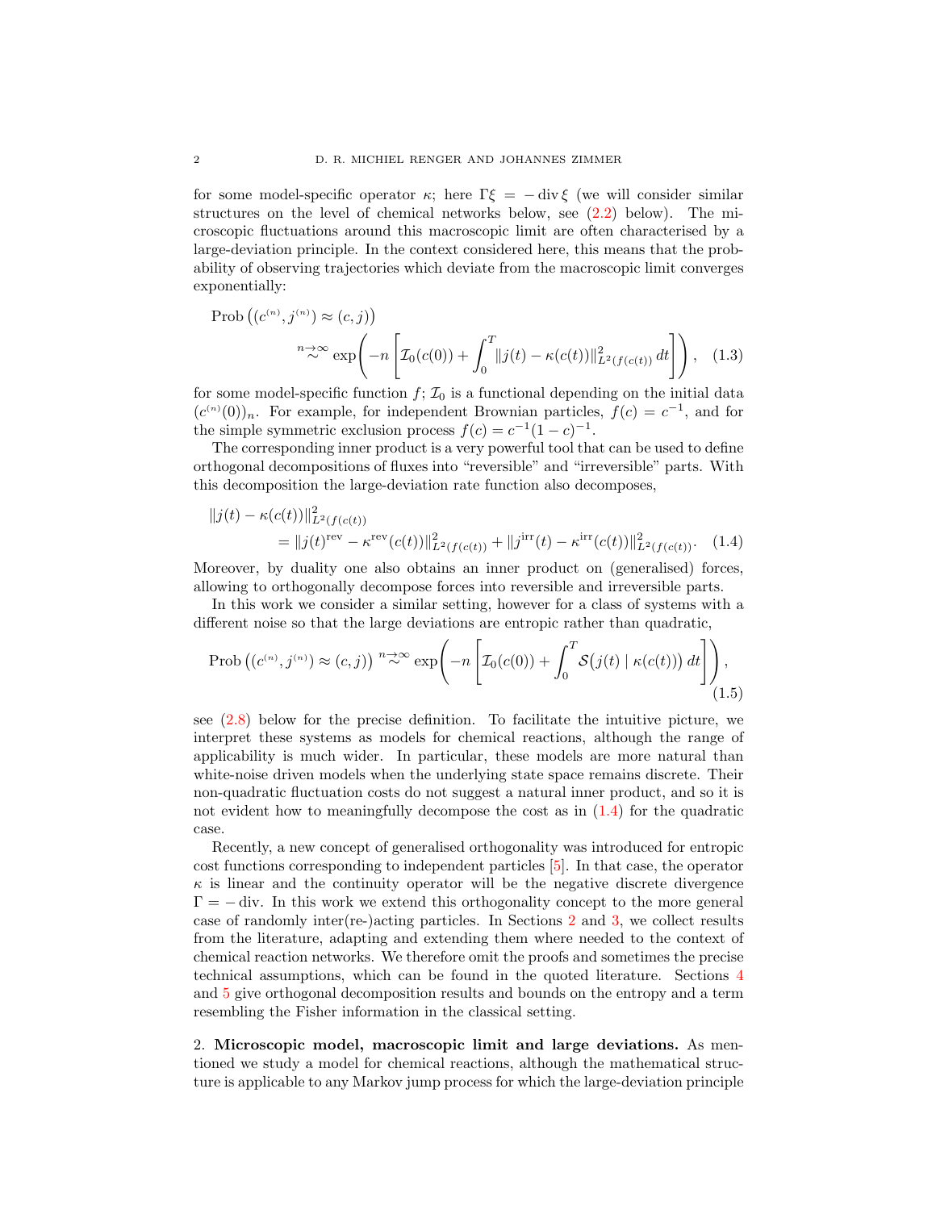for some model-specific operator $\kappa$; here $\Gamma\xi = -\operatorname{div}\xi$ (we will consider similar structures on the level of chemical networks below, see (2.2) below). The microscopic fluctuations around this macroscopic limit are often characterised by a large-deviation principle. In the context considered here, this means that the probability of observing trajectories which deviate from the macroscopic limit converges exponentially:

$$
\begin{aligned}
&\operatorname{Prob}\big((c^{(n)}, j^{(n)}) \approx (c,j)\big) \\
&\qquad \overset{n\to\infty}{\sim} \exp\!\left(-n\left[\mathcal{I}_0(c(0)) + \int_0^T \|j(t) - \kappa(c(t))\|^2_{L^2(f(c(t))}\,dt\right]\right), \quad (1.3)
\end{aligned}
$$

for some model-specific function $f$; $\mathcal{I}_0$ is a functional depending on the initial data $(c^{(n)}(0))_n$. For example, for independent Brownian particles, $f(c) = c^{-1}$, and for the simple symmetric exclusion process $f(c) = c^{-1}(1-c)^{-1}$.

The corresponding inner product is a very powerful tool that can be used to define orthogonal decompositions of fluxes into "reversible" and "irreversible" parts. With this decomposition the large-deviation rate function also decomposes,

$$
\begin{aligned}
&\|j(t) - \kappa(c(t))\|^2_{L^2(f(c(t))} \\
&\qquad = \|j(t)^{\mathrm{rev}} - \kappa^{\mathrm{rev}}(c(t))\|^2_{L^2(f(c(t))} + \|j^{\mathrm{irr}}(t) - \kappa^{\mathrm{irr}}(c(t))\|^2_{L^2(f(c(t))}. \quad (1.4)
\end{aligned}
$$

Moreover, by duality one also obtains an inner product on (generalised) forces, allowing to orthogonally decompose forces into reversible and irreversible parts.

In this work we consider a similar setting, however for a class of systems with a different noise so that the large deviations are entropic rather than quadratic,

$$
\operatorname{Prob}\big((c^{(n)}, j^{(n)}) \approx (c,j)\big) \overset{n\to\infty}{\sim} \exp\!\left(-n\left[\mathcal{I}_0(c(0)) + \int_0^T \mathcal{S}\big(j(t) \mid \kappa(c(t))\big)\,dt\right]\right), \tag{1.5}
$$

see (2.8) below for the precise definition. To facilitate the intuitive picture, we interpret these systems as models for chemical reactions, although the range of applicability is much wider. In particular, these models are more natural than white-noise driven models when the underlying state space remains discrete. Their non-quadratic fluctuation costs do not suggest a natural inner product, and so it is not evident how to meaningfully decompose the cost as in (1.4) for the quadratic case.

Recently, a new concept of generalised orthogonality was introduced for entropic cost functions corresponding to independent particles [5]. In that case, the operator $\kappa$ is linear and the continuity operator will be the negative discrete divergence $\Gamma = -\operatorname{div}$. In this work we extend this orthogonality concept to the more general case of randomly inter(re-)acting particles. In Sections 2 and 3, we collect results from the literature, adapting and extending them where needed to the context of chemical reaction networks. We therefore omit the proofs and sometimes the precise technical assumptions, which can be found in the quoted literature. Sections 4 and 5 give orthogonal decomposition results and bounds on the entropy and a term resembling the Fisher information in the classical setting.

## 2. Microscopic model, macroscopic limit and large deviations.

As mentioned we study a model for chemical reactions, although the mathematical structure is applicable to any Markov jump process for which the large-deviation principle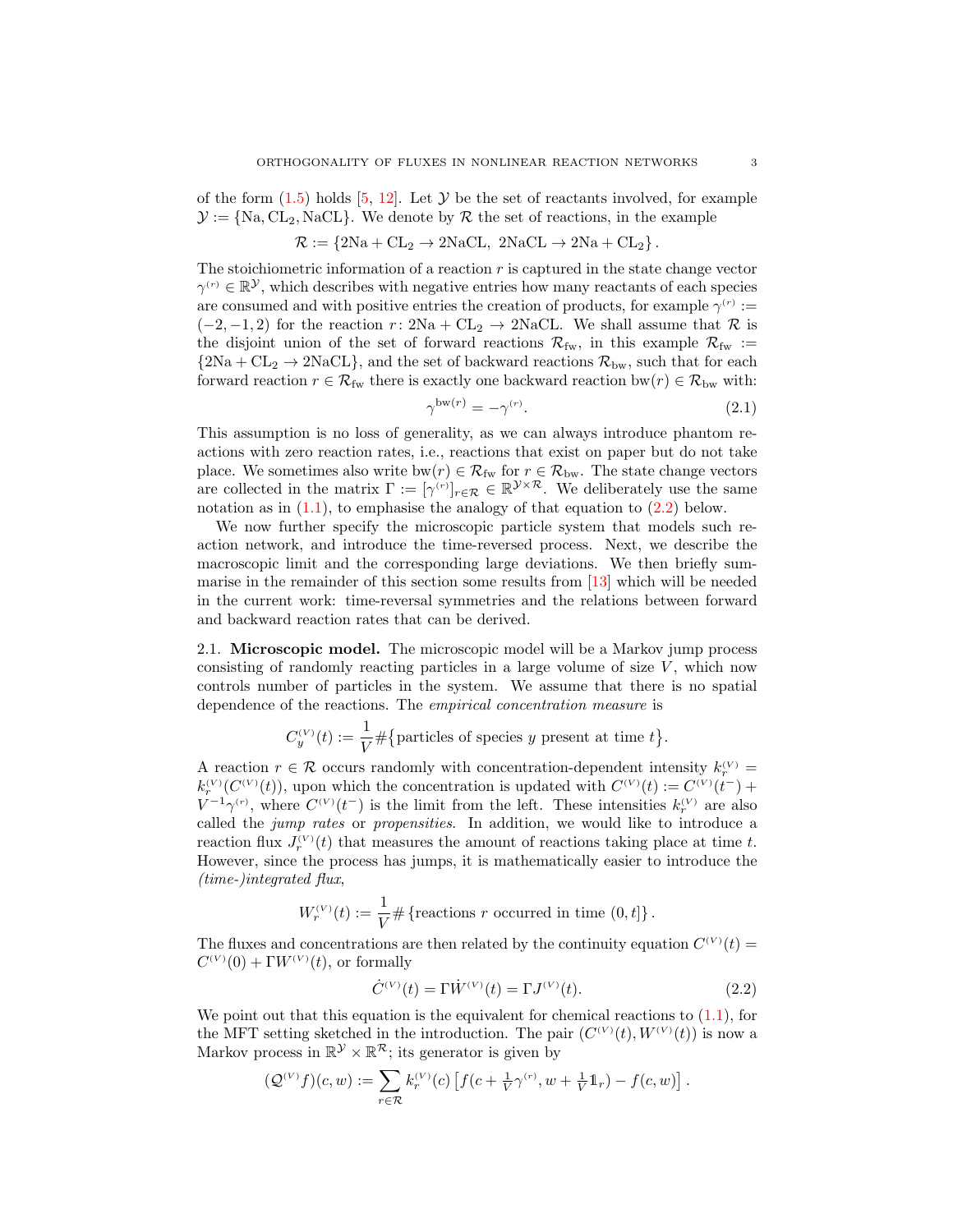of the form (1.5) holds [5, 12]. Let $\mathcal{Y}$ be the set of reactants involved, for example $\mathcal{Y} := \{\mathrm{Na}, \mathrm{CL}_2, \mathrm{NaCL}\}$. We denote by $\mathcal{R}$ the set of reactions, in the example

$$\mathcal{R} := \{2\mathrm{Na} + \mathrm{CL}_2 \to 2\mathrm{NaCL},\ 2\mathrm{NaCL} \to 2\mathrm{Na} + \mathrm{CL}_2\}.$$

The stoichiometric information of a reaction $r$ is captured in the state change vector $\gamma^{(r)} \in \mathbb{R}^{\mathcal{Y}}$, which describes with negative entries how many reactants of each species are consumed and with positive entries the creation of products, for example $\gamma^{(r)} := (-2, -1, 2)$ for the reaction $r\colon 2\mathrm{Na} + \mathrm{CL}_2 \to 2\mathrm{NaCL}$. We shall assume that $\mathcal{R}$ is the disjoint union of the set of forward reactions $\mathcal{R}_{\mathrm{fw}}$, in this example $\mathcal{R}_{\mathrm{fw}} := \{2\mathrm{Na} + \mathrm{CL}_2 \to 2\mathrm{NaCL}\}$, and the set of backward reactions $\mathcal{R}_{\mathrm{bw}}$, such that for each forward reaction $r \in \mathcal{R}_{\mathrm{fw}}$ there is exactly one backward reaction $\mathrm{bw}(r) \in \mathcal{R}_{\mathrm{bw}}$ with:

$$\gamma^{\mathrm{bw}(r)} = -\gamma^{(r)}. \tag{2.1}$$

This assumption is no loss of generality, as we can always introduce phantom reactions with zero reaction rates, i.e., reactions that exist on paper but do not take place. We sometimes also write $\mathrm{bw}(r) \in \mathcal{R}_{\mathrm{fw}}$ for $r \in \mathcal{R}_{\mathrm{bw}}$. The state change vectors are collected in the matrix $\Gamma := [\gamma^{(r)}]_{r\in\mathcal{R}} \in \mathbb{R}^{\mathcal{Y}\times\mathcal{R}}$. We deliberately use the same notation as in (1.1), to emphasise the analogy of that equation to (2.2) below.

We now further specify the microscopic particle system that models such reaction network, and introduce the time-reversed process. Next, we describe the macroscopic limit and the corresponding large deviations. We then briefly summarise in the remainder of this section some results from [13] which will be needed in the current work: time-reversal symmetries and the relations between forward and backward reaction rates that can be derived.

## 2.1. Microscopic model.

The microscopic model will be a Markov jump process consisting of randomly reacting particles in a large volume of size $V$, which now controls number of particles in the system. We assume that there is no spatial dependence of the reactions. The *empirical concentration measure* is

$$C^{(V)}_y(t) := \frac{1}{V}\#\{\text{particles of species } y \text{ present at time } t\}.$$

A reaction $r \in \mathcal{R}$ occurs randomly with concentration-dependent intensity $k^{(V)}_r = k^{(V)}_r(C^{(V)}(t))$, upon which the concentration is updated with $C^{(V)}(t) := C^{(V)}(t^-) + V^{-1}\gamma^{(r)}$, where $C^{(V)}(t^-)$ is the limit from the left. These intensities $k^{(V)}_r$ are also called the *jump rates* or *propensities*. In addition, we would like to introduce a reaction flux $J^{(V)}_r(t)$ that measures the amount of reactions taking place at time $t$. However, since the process has jumps, it is mathematically easier to introduce the *(time-)integrated flux*,

$$W^{(V)}_r(t) := \frac{1}{V}\#\{\text{reactions } r \text{ occurred in time } (0,t]\}.$$

The fluxes and concentrations are then related by the continuity equation $C^{(V)}(t) = C^{(V)}(0) + \Gamma W^{(V)}(t)$, or formally

$$\dot{C}^{(V)}(t) = \Gamma \dot{W}^{(V)}(t) = \Gamma J^{(V)}(t). \tag{2.2}$$

We point out that this equation is the equivalent for chemical reactions to (1.1), for the MFT setting sketched in the introduction. The pair $(C^{(V)}(t), W^{(V)}(t))$ is now a Markov process in $\mathbb{R}^{\mathcal{Y}} \times \mathbb{R}^{\mathcal{R}}$; its generator is given by

$$(\mathcal{Q}^{(V)}f)(c,w) := \sum_{r\in\mathcal{R}} k^{(V)}_r(c)\left[f(c + \tfrac{1}{V}\gamma^{(r)}, w + \tfrac{1}{V}\mathbb{1}_r) - f(c,w)\right].$$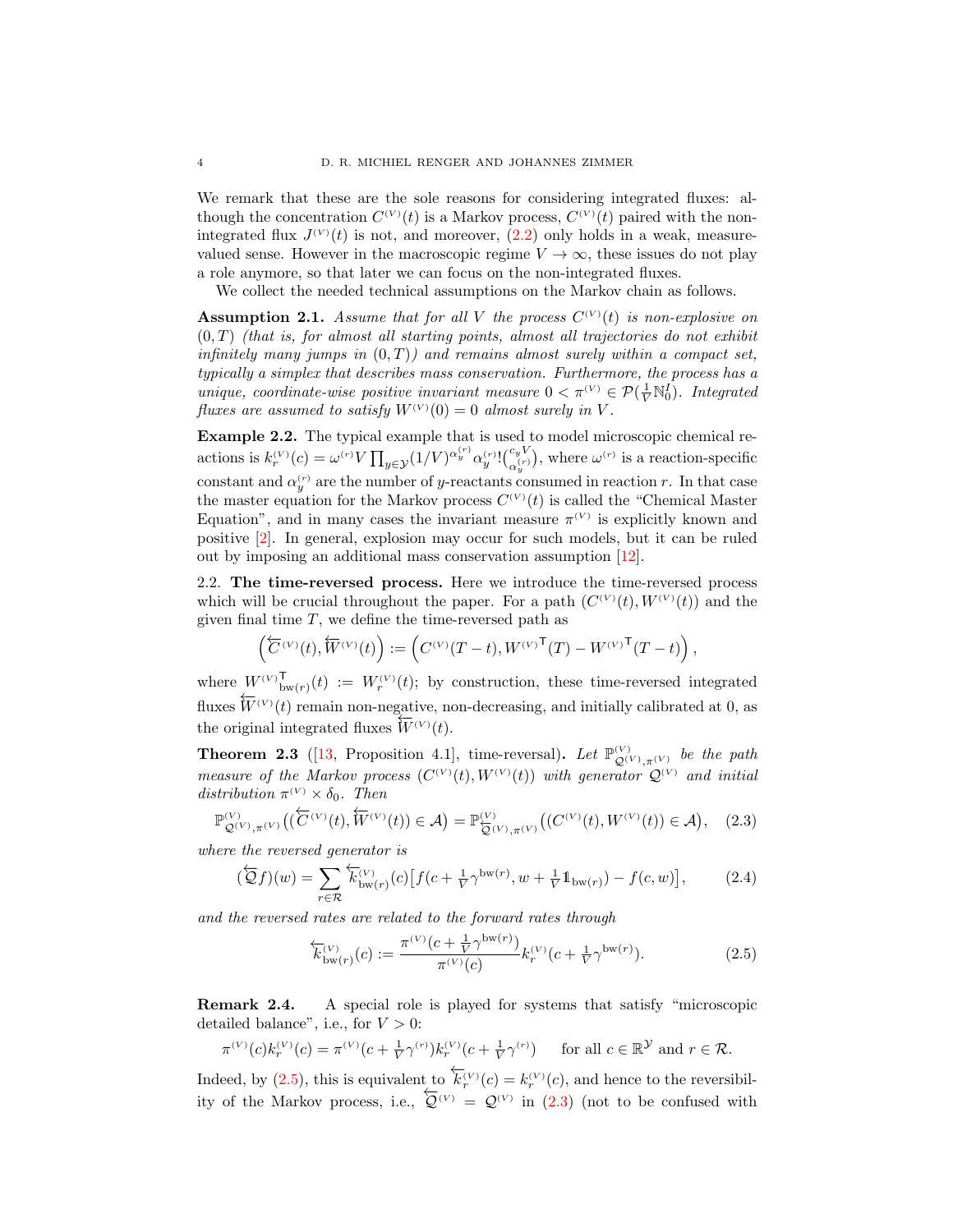We remark that these are the sole reasons for considering integrated fluxes: although the concentration $C^{(V)}(t)$ is a Markov process, $C^{(V)}(t)$ paired with the non-integrated flux $J^{(V)}(t)$ is not, and moreover, (2.2) only holds in a weak, measure-valued sense. However in the macroscopic regime $V \to \infty$, these issues do not play a role anymore, so that later we can focus on the non-integrated fluxes.

We collect the needed technical assumptions on the Markov chain as follows.

**Assumption 2.1.** *Assume that for all $V$ the process $C^{(V)}(t)$ is non-explosive on $(0,T)$ (that is, for almost all starting points, almost all trajectories do not exhibit infinitely many jumps in $(0,T)$) and remains almost surely within a compact set, typically a simplex that describes mass conservation. Furthermore, the process has a unique, coordinate-wise positive invariant measure $0 < \pi^{(V)} \in \mathcal{P}(\frac{1}{V}\mathbb{N}_0^I)$. Integrated fluxes are assumed to satisfy $W^{(V)}(0) = 0$ almost surely in $V$.*

**Example 2.2.** The typical example that is used to model microscopic chemical reactions is $k_r^{(V)}(c) = \omega^{(r)} V \prod_{y\in\mathcal{Y}} (1/V)^{\alpha_y^{(r)}} \alpha_y^{(r)}! \binom{c_y V}{\alpha_y^{(r)}}$, where $\omega^{(r)}$ is a reaction-specific constant and $\alpha_y^{(r)}$ are the number of $y$-reactants consumed in reaction $r$. In that case the master equation for the Markov process $C^{(V)}(t)$ is called the "Chemical Master Equation", and in many cases the invariant measure $\pi^{(V)}$ is explicitly known and positive [2]. In general, explosion may occur for such models, but it can be ruled out by imposing an additional mass conservation assumption [12].

2.2. **The time-reversed process.** Here we introduce the time-reversed process which will be crucial throughout the paper. For a path $(C^{(V)}(t), W^{(V)}(t))$ and the given final time $T$, we define the time-reversed path as

$$\left(\overleftarrow{C}^{(V)}(t), \overleftarrow{W}^{(V)}(t)\right) := \left(C^{(V)}(T-t), {W^{(V)}}^{\mathsf{T}}(T) - {W^{(V)}}^{\mathsf{T}}(T-t)\right),$$

where ${W^{(V)}}^{\mathsf{T}}_{\mathrm{bw}(r)}(t) := W_r^{(V)}(t)$; by construction, these time-reversed integrated fluxes $\overleftarrow{W}^{(V)}(t)$ remain non-negative, non-decreasing, and initially calibrated at 0, as the original integrated fluxes $\overleftarrow{W}^{(V)}(t)$.

**Theorem 2.3** ([13, Proposition 4.1], time-reversal)**.** *Let $\mathbb{P}^{(V)}_{\mathcal{Q}^{(V)},\pi^{(V)}}$ be the path measure of the Markov process $(C^{(V)}(t), W^{(V)}(t))$ with generator $\mathcal{Q}^{(V)}$ and initial distribution $\pi^{(V)} \times \delta_0$. Then*

$$\mathbb{P}^{(V)}_{\mathcal{Q}^{(V)},\pi^{(V)}}\big((\overleftarrow{C}^{(V)}(t), \overleftarrow{W}^{(V)}(t)) \in \mathcal{A}\big) = \mathbb{P}^{(V)}_{\overleftarrow{\mathcal{Q}}^{(V)},\pi^{(V)}}\big((C^{(V)}(t), W^{(V)}(t)) \in \mathcal{A}\big), \tag{2.3}$$

*where the reversed generator is*

$$(\overleftarrow{\mathcal{Q}} f)(w) = \sum_{r\in\mathcal{R}} \overleftarrow{k}^{(V)}_{\mathrm{bw}(r)}(c)\big[f(c + \tfrac{1}{V}\gamma^{\mathrm{bw}(r)}, w + \tfrac{1}{V}\mathbb{1}_{\mathrm{bw}(r)}) - f(c,w)\big], \tag{2.4}$$

*and the reversed rates are related to the forward rates through*

$$\overleftarrow{k}^{(V)}_{\mathrm{bw}(r)}(c) := \frac{\pi^{(V)}(c + \frac{1}{V}\gamma^{\mathrm{bw}(r)})}{\pi^{(V)}(c)} k_r^{(V)}(c + \tfrac{1}{V}\gamma^{\mathrm{bw}(r)}). \tag{2.5}$$

**Remark 2.4.** A special role is played for systems that satisfy "microscopic detailed balance", i.e., for $V > 0$:

$$\pi^{(V)}(c) k_r^{(V)}(c) = \pi^{(V)}(c + \tfrac{1}{V}\gamma^{(r)}) k_r^{(V)}(c + \tfrac{1}{V}\gamma^{(r)}) \qquad \text{for all } c \in \mathbb{R}^{\mathcal{Y}} \text{ and } r \in \mathcal{R}.$$

Indeed, by (2.5), this is equivalent to $\overleftarrow{k}_r^{(V)}(c) = k_r^{(V)}(c)$, and hence to the reversibility of the Markov process, i.e., $\overleftarrow{\mathcal{Q}}^{(V)} = \mathcal{Q}^{(V)}$ in (2.3) (not to be confused with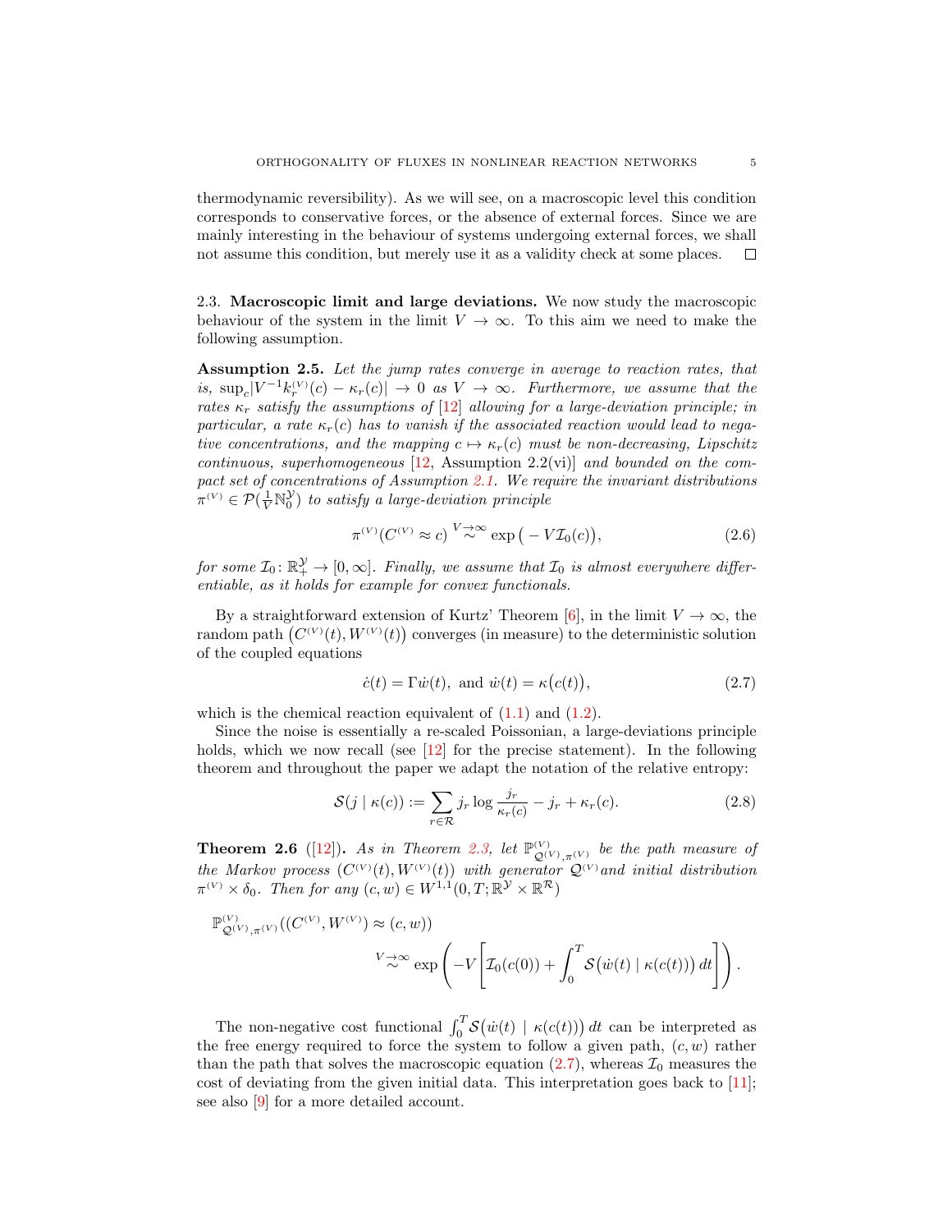thermodynamic reversibility). As we will see, on a macroscopic level this condition corresponds to conservative forces, or the absence of external forces. Since we are mainly interesting in the behaviour of systems undergoing external forces, we shall not assume this condition, but merely use it as a validity check at some places. □

### 2.3. Macroscopic limit and large deviations.

We now study the macroscopic behaviour of the system in the limit $V \to \infty$. To this aim we need to make the following assumption.

**Assumption 2.5.** *Let the jump rates converge in average to reaction rates, that is,* $\sup_c |V^{-1}k_r^{(V)}(c) - \kappa_r(c)| \to 0$ *as* $V \to \infty$. *Furthermore, we assume that the rates* $\kappa_r$ *satisfy the assumptions of* [12] *allowing for a large-deviation principle; in particular, a rate* $\kappa_r(c)$ *has to vanish if the associated reaction would lead to negative concentrations, and the mapping* $c \mapsto \kappa_r(c)$ *must be non-decreasing, Lipschitz continuous, superhomogeneous* [12, Assumption 2.2(vi)] *and bounded on the compact set of concentrations of Assumption 2.1. We require the invariant distributions* $\pi^{(V)} \in \mathcal{P}(\frac{1}{V}\mathbb{N}_0^{\mathcal{Y}})$ *to satisfy a large-deviation principle*

$$\pi^{(V)}(C^{(V)} \approx c) \overset{V\to\infty}{\sim} \exp\big(-V\mathcal{I}_0(c)\big), \tag{2.6}$$

*for some* $\mathcal{I}_0 \colon \mathbb{R}_+^{\mathcal{Y}} \to [0,\infty]$. *Finally, we assume that* $\mathcal{I}_0$ *is almost everywhere differentiable, as it holds for example for convex functionals.*

By a straightforward extension of Kurtz' Theorem [6], in the limit $V \to \infty$, the random path $\big(C^{(V)}(t), W^{(V)}(t)\big)$ converges (in measure) to the deterministic solution of the coupled equations

$$\dot{c}(t) = \Gamma \dot{w}(t), \text{ and } \dot{w}(t) = \kappa\big(c(t)\big), \tag{2.7}$$

which is the chemical reaction equivalent of (1.1) and (1.2).

Since the noise is essentially a re-scaled Poissonian, a large-deviations principle holds, which we now recall (see [12] for the precise statement). In the following theorem and throughout the paper we adapt the notation of the relative entropy:

$$\mathcal{S}(j \mid \kappa(c)) := \sum_{r\in\mathcal{R}} j_r \log\frac{j_r}{\kappa_r(c)} - j_r + \kappa_r(c). \tag{2.8}$$

**Theorem 2.6** ([12]). *As in Theorem 2.3, let* $\mathbb{P}^{(V)}_{\mathcal{Q}^{(V)},\pi^{(V)}}$ *be the path measure of the Markov process* $(C^{(V)}(t), W^{(V)}(t))$ *with generator* $\mathcal{Q}^{(V)}$ *and initial distribution* $\pi^{(V)} \times \delta_0$. *Then for any* $(c,w) \in W^{1,1}(0,T;\mathbb{R}^{\mathcal{Y}} \times \mathbb{R}^{\mathcal{R}})$

$$\mathbb{P}^{(V)}_{\mathcal{Q}^{(V)},\pi^{(V)}}((C^{(V)},W^{(V)}) \approx (c,w)) \overset{V\to\infty}{\sim} \exp\left(-V\left[\mathcal{I}_0(c(0)) + \int_0^T \mathcal{S}\big(\dot{w}(t) \mid \kappa(c(t))\big)\,dt\right]\right).$$

The non-negative cost functional $\int_0^T \mathcal{S}\big(\dot{w}(t) \mid \kappa(c(t))\big)\,dt$ can be interpreted as the free energy required to force the system to follow a given path, $(c,w)$ rather than the path that solves the macroscopic equation (2.7), whereas $\mathcal{I}_0$ measures the cost of deviating from the given initial data. This interpretation goes back to [11]; see also [9] for a more detailed account.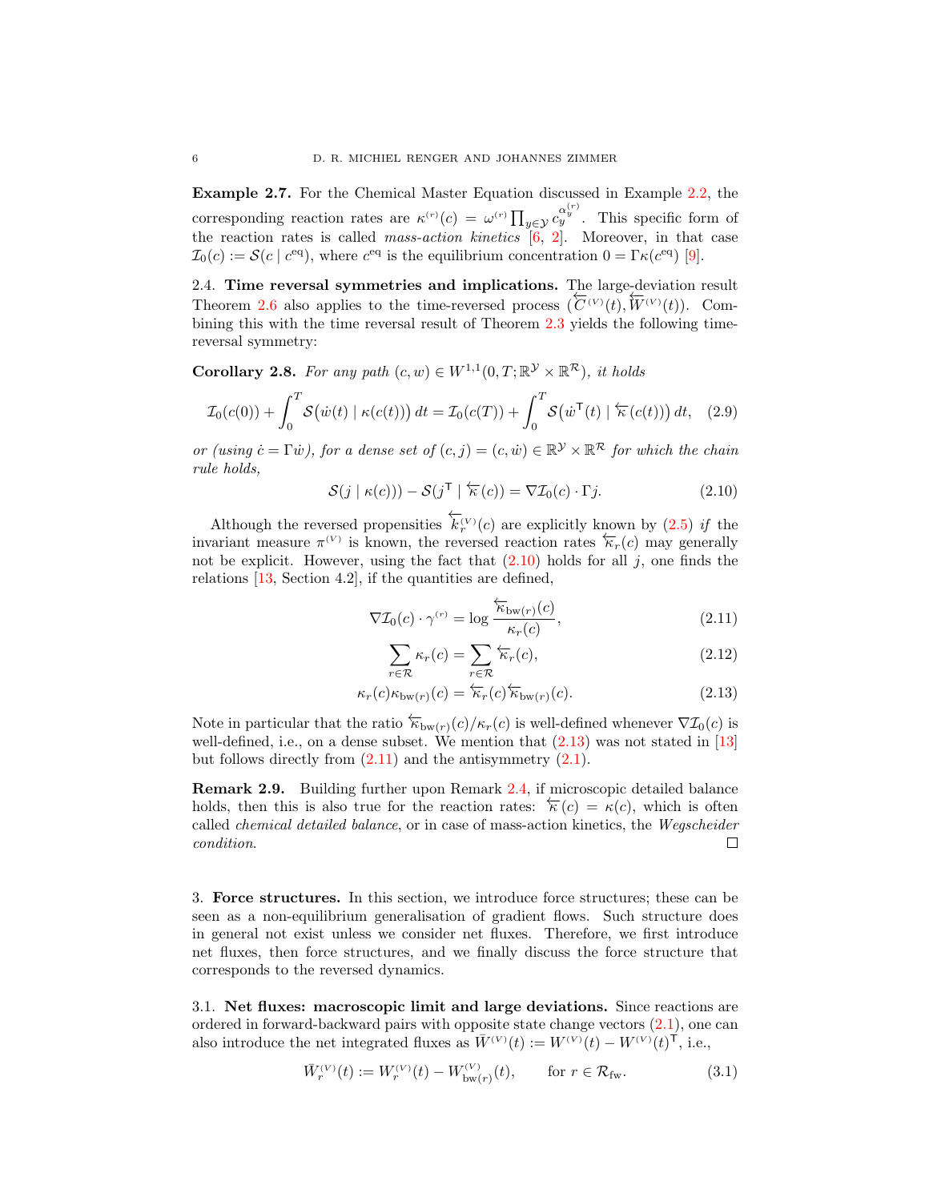**Example 2.7.** For the Chemical Master Equation discussed in Example 2.2, the corresponding reaction rates are $\kappa^{(r)}(c) = \omega^{(r)} \prod_{y\in\mathcal{Y}} c_y^{\alpha_y^{(r)}}$. This specific form of the reaction rates is called *mass-action kinetics* [6, 2]. Moreover, in that case $\mathcal{I}_0(c) := \mathcal{S}(c \mid c^{\mathrm{eq}})$, where $c^{\mathrm{eq}}$ is the equilibrium concentration $0 = \Gamma\kappa(c^{\mathrm{eq}})$ [9].

2.4. **Time reversal symmetries and implications.** The large-deviation result Theorem 2.6 also applies to the time-reversed process $(\overleftarrow{C}^{(V)}(t), \overleftarrow{W}^{(V)}(t))$. Combining this with the time reversal result of Theorem 2.3 yields the following time-reversal symmetry:

**Corollary 2.8.** *For any path $(c, w) \in W^{1,1}(0, T; \mathbb{R}^{\mathcal{Y}} \times \mathbb{R}^{\mathcal{R}})$, it holds*

$$\mathcal{I}_0(c(0)) + \int_0^T \mathcal{S}\big(\dot w(t) \mid \kappa(c(t))\big)\,dt = \mathcal{I}_0(c(T)) + \int_0^T \mathcal{S}\big(\dot w^{\mathsf{T}}(t) \mid \overleftarrow{\kappa}(c(t))\big)\,dt, \tag{2.9}$$

*or (using $\dot c = \Gamma \dot w$), for a dense set of $(c, j) = (c, \dot w) \in \mathbb{R}^{\mathcal{Y}} \times \mathbb{R}^{\mathcal{R}}$ for which the chain rule holds,*

$$\mathcal{S}(j \mid \kappa(c))) - \mathcal{S}(j^{\mathsf{T}} \mid \overleftarrow{\kappa}(c)) = \nabla\mathcal{I}_0(c)\cdot\Gamma j. \tag{2.10}$$

Although the reversed propensities $\overleftarrow{k}_r^{(V)}(c)$ are explicitly known by (2.5) *if* the invariant measure $\pi^{(V)}$ is known, the reversed reaction rates $\overleftarrow{\kappa}_r(c)$ may generally not be explicit. However, using the fact that (2.10) holds for all $j$, one finds the relations [13, Section 4.2], if the quantities are defined,

$$\nabla\mathcal{I}_0(c)\cdot\gamma^{(r)} = \log\frac{\overleftarrow{\kappa}_{\mathrm{bw}(r)}(c)}{\kappa_r(c)}, \tag{2.11}$$

$$\sum_{r\in\mathcal{R}} \kappa_r(c) = \sum_{r\in\mathcal{R}} \overleftarrow{\kappa}_r(c), \tag{2.12}$$

$$\kappa_r(c)\kappa_{\mathrm{bw}(r)}(c) = \overleftarrow{\kappa}_r(c)\overleftarrow{\kappa}_{\mathrm{bw}(r)}(c). \tag{2.13}$$

Note in particular that the ratio $\overleftarrow{\kappa}_{\mathrm{bw}(r)}(c)/\kappa_r(c)$ is well-defined whenever $\nabla\mathcal{I}_0(c)$ is well-defined, i.e., on a dense subset. We mention that (2.13) was not stated in [13] but follows directly from (2.11) and the antisymmetry (2.1).

**Remark 2.9.** Building further upon Remark 2.4, if microscopic detailed balance holds, then this is also true for the reaction rates: $\overleftarrow{\kappa}(c) = \kappa(c)$, which is often called *chemical detailed balance*, or in case of mass-action kinetics, the *Wegscheider condition*. □

3. **Force structures.** In this section, we introduce force structures; these can be seen as a non-equilibrium generalisation of gradient flows. Such structure does in general not exist unless we consider net fluxes. Therefore, we first introduce net fluxes, then force structures, and we finally discuss the force structure that corresponds to the reversed dynamics.

3.1. **Net fluxes: macroscopic limit and large deviations.** Since reactions are ordered in forward-backward pairs with opposite state change vectors (2.1), one can also introduce the net integrated fluxes as $\bar W^{(V)}(t) := W^{(V)}(t) - W^{(V)}(t)^{\mathsf{T}}$, i.e.,

$$\bar W_r^{(V)}(t) := W_r^{(V)}(t) - W_{\mathrm{bw}(r)}^{(V)}(t), \qquad \text{for } r \in \mathcal{R}_{\mathrm{fw}}. \tag{3.1}$$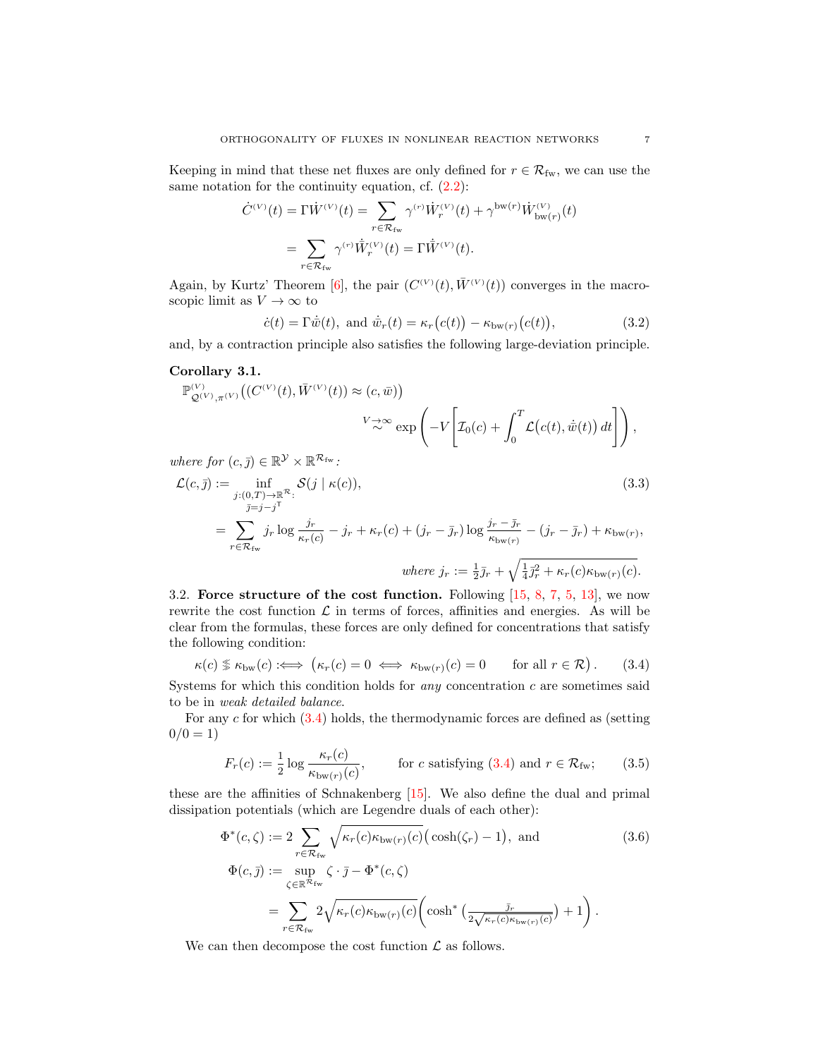Keeping in mind that these net fluxes are only defined for $r \in \mathcal{R}_{\mathrm{fw}}$, we can use the same notation for the continuity equation, cf. (2.2):

$$
\begin{aligned}
\dot{C}^{(V)}(t) = \Gamma \dot{W}^{(V)}(t) &= \sum_{r \in \mathcal{R}_{\mathrm{fw}}} \gamma^{(r)} \dot{W}^{(V)}_r(t) + \gamma^{\mathrm{bw}(r)} \dot{W}^{(V)}_{\mathrm{bw}(r)}(t) \\
&= \sum_{r \in \mathcal{R}_{\mathrm{fw}}} \gamma^{(r)} \dot{\bar{W}}^{(V)}_r(t) = \Gamma \dot{\bar{W}}^{(V)}(t).
\end{aligned}
$$

Again, by Kurtz' Theorem [6], the pair $(C^{(V)}(t), \bar{W}^{(V)}(t))$ converges in the macroscopic limit as $V \to \infty$ to

$$
\dot{c}(t) = \Gamma \dot{\bar{w}}(t), \text{ and } \dot{\bar{w}}_r(t) = \kappa_r\big(c(t)\big) - \kappa_{\mathrm{bw}(r)}\big(c(t)\big), \tag{3.2}
$$

and, by a contraction principle also satisfies the following large-deviation principle.

**Corollary 3.1.**

$$
\mathbb{P}^{(V)}_{\mathcal{Q}^{(V)},\pi^{(V)}}\big((C^{(V)}(t), \bar{W}^{(V)}(t)) \approx (c, \bar{w})\big) \overset{V \to \infty}{\sim} \exp\left(-V\left[\mathcal{I}_0(c) + \int_0^T \mathcal{L}\big(c(t), \dot{\bar{w}}(t)\big)\,dt\right]\right),
$$

*where for* $(c, \bar{\jmath}) \in \mathbb{R}^{\mathcal{Y}} \times \mathbb{R}^{\mathcal{R}_{\mathrm{fw}}}$*:*

$$
\begin{aligned}
\mathcal{L}(c, \bar{\jmath}) &:= \inf_{\substack{j:(0,T) \to \mathbb{R}^{\mathcal{R}}: \\ \bar{\jmath} = j - j^{\mathsf{T}}}} \mathcal{S}(j \mid \kappa(c)), \qquad\qquad (3.3) \\
&= \sum_{r \in \mathcal{R}_{\mathrm{fw}}} j_r \log \frac{j_r}{\kappa_r(c)} - j_r + \kappa_r(c) + (j_r - \bar{\jmath}_r) \log \frac{j_r - \bar{\jmath}_r}{\kappa_{\mathrm{bw}(r)}} - (j_r - \bar{\jmath}_r) + \kappa_{\mathrm{bw}(r)},
\end{aligned}
$$

$$
\textit{where } j_r := \tfrac{1}{2}\bar{\jmath}_r + \sqrt{\tfrac{1}{4}\bar{\jmath}_r^2 + \kappa_r(c)\kappa_{\mathrm{bw}(r)}(c)}.
$$

3.2. **Force structure of the cost function.** Following [15, 8, 7, 5, 13], we now rewrite the cost function $\mathcal{L}$ in terms of forces, affinities and energies. As will be clear from the formulas, these forces are only defined for concentrations that satisfy the following condition:

$$
\kappa(c) \lesseqgtr \kappa_{\mathrm{bw}}(c) :\iff \big(\kappa_r(c) = 0 \iff \kappa_{\mathrm{bw}(r)}(c) = 0 \qquad \text{for all } r \in \mathcal{R}\big). \tag{3.4}
$$

Systems for which this condition holds for *any* concentration $c$ are sometimes said to be in *weak detailed balance*.

For any $c$ for which (3.4) holds, the thermodynamic forces are defined as (setting $0/0 = 1$)

$$
F_r(c) := \frac{1}{2} \log \frac{\kappa_r(c)}{\kappa_{\mathrm{bw}(r)}(c)}, \qquad \text{for } c \text{ satisfying (3.4) and } r \in \mathcal{R}_{\mathrm{fw}}; \tag{3.5}
$$

these are the affinities of Schnakenberg [15]. We also define the dual and primal dissipation potentials (which are Legendre duals of each other):

$$
\begin{aligned}
\Phi^*(c, \zeta) &:= 2 \sum_{r \in \mathcal{R}_{\mathrm{fw}}} \sqrt{\kappa_r(c)\kappa_{\mathrm{bw}(r)}(c)}\big(\cosh(\zeta_r) - 1\big), \text{ and} \qquad (3.6) \\
\Phi(c, \bar{\jmath}) &:= \sup_{\zeta \in \mathbb{R}^{\mathcal{R}_{\mathrm{fw}}}} \zeta \cdot \bar{\jmath} - \Phi^*(c, \zeta) \\
&= \sum_{r \in \mathcal{R}_{\mathrm{fw}}} 2\sqrt{\kappa_r(c)\kappa_{\mathrm{bw}(r)}(c)}\left(\cosh^*\big(\tfrac{\bar{\jmath}_r}{2\sqrt{\kappa_r(c)\kappa_{\mathrm{bw}(r)}(c)}}\big) + 1\right).
\end{aligned}
$$

We can then decompose the cost function $\mathcal{L}$ as follows.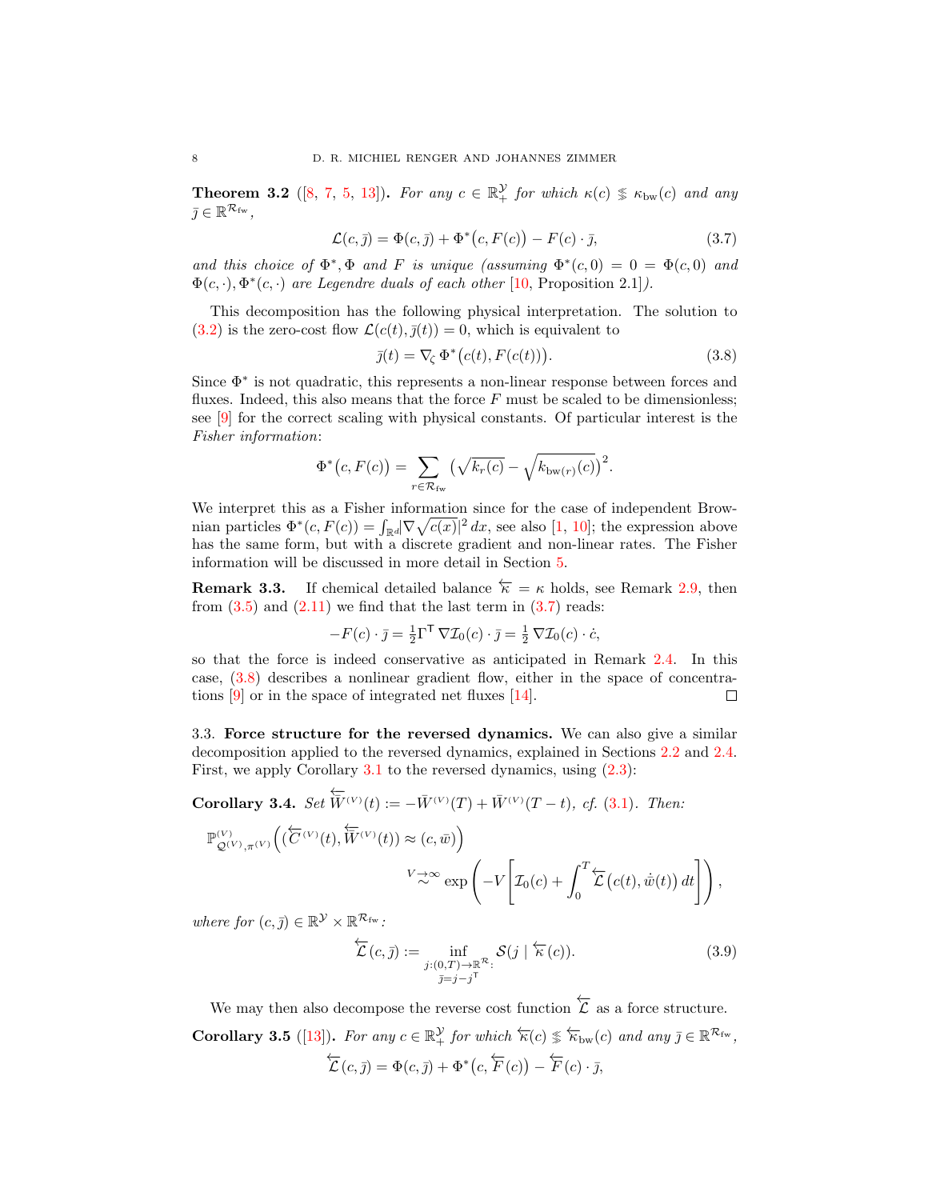**Theorem 3.2** ([8, 7, 5, 13]). *For any $c \in \mathbb{R}^{\mathcal{Y}}_+$ for which $\kappa(c) \lesseqgtr \kappa_{\mathrm{bw}}(c)$ and any $\bar{\jmath} \in \mathbb{R}^{\mathcal{R}_{\mathrm{fw}}}$,*

$$\mathcal{L}(c,\bar{\jmath}) = \Phi(c,\bar{\jmath}) + \Phi^*\big(c, F(c)\big) - F(c)\cdot\bar{\jmath}, \tag{3.7}$$

*and this choice of $\Phi^*, \Phi$ and $F$ is unique (assuming $\Phi^*(c,0) = 0 = \Phi(c,0)$ and $\Phi(c,\cdot), \Phi^*(c,\cdot)$ are Legendre duals of each other [10, Proposition 2.1]).*

This decomposition has the following physical interpretation. The solution to (3.2) is the zero-cost flow $\mathcal{L}(c(t),\bar{\jmath}(t)) = 0$, which is equivalent to

$$\bar{\jmath}(t) = \nabla_\zeta \Phi^*\big(c(t), F(c(t))\big). \tag{3.8}$$

Since $\Phi^*$ is not quadratic, this represents a non-linear response between forces and fluxes. Indeed, this also means that the force $F$ must be scaled to be dimensionless; see [9] for the correct scaling with physical constants. Of particular interest is the *Fisher information*:

$$\Phi^*\big(c, F(c)\big) = \sum_{r\in\mathcal{R}_{\mathrm{fw}}} \big(\sqrt{k_r(c)} - \sqrt{k_{\mathrm{bw}(r)}(c)}\big)^2.$$

We interpret this as a Fisher information since for the case of independent Brownian particles $\Phi^*(c, F(c)) = \int_{\mathbb{R}^d} |\nabla\sqrt{c(x)}|^2\,dx$, see also [1, 10]; the expression above has the same form, but with a discrete gradient and non-linear rates. The Fisher information will be discussed in more detail in Section 5.

**Remark 3.3.** If chemical detailed balance $\overleftarrow{\kappa} = \kappa$ holds, see Remark 2.9, then from (3.5) and (2.11) we find that the last term in (3.7) reads:

$$-F(c)\cdot\bar{\jmath} = \tfrac{1}{2}\Gamma^{\mathsf{T}}\,\nabla\mathcal{I}_0(c)\cdot\bar{\jmath} = \tfrac{1}{2}\,\nabla\mathcal{I}_0(c)\cdot\dot{c},$$

so that the force is indeed conservative as anticipated in Remark 2.4. In this case, (3.8) describes a nonlinear gradient flow, either in the space of concentrations [9] or in the space of integrated net fluxes [14]. □

3.3. **Force structure for the reversed dynamics.** We can also give a similar decomposition applied to the reversed dynamics, explained in Sections 2.2 and 2.4. First, we apply Corollary 3.1 to the reversed dynamics, using (2.3):

**Corollary 3.4.** *Set $\overleftarrow{\bar{W}}{}^{(V)}(t) := -\bar{W}^{(V)}(T) + \bar{W}^{(V)}(T-t)$, cf. (3.1). Then:*

$$\mathbb{P}^{(V)}_{\mathcal{Q}^{(V)},\pi^{(V)}}\Big((\overleftarrow{C}{}^{(V)}(t), \overleftarrow{\bar{W}}{}^{(V)}(t)) \approx (c,\bar{w})\Big) \overset{V\to\infty}{\sim} \exp\left(-V\left[\mathcal{I}_0(c) + \int_0^T \overleftarrow{\mathcal{L}}\big(c(t),\dot{\bar{w}}(t)\big)\,dt\right]\right),$$

*where for $(c,\bar{\jmath}) \in \mathbb{R}^{\mathcal{Y}}\times\mathbb{R}^{\mathcal{R}_{\mathrm{fw}}}$:*

$$\overleftarrow{\mathcal{L}}(c,\bar{\jmath}) := \inf_{\substack{j:(0,T)\to\mathbb{R}^{\mathcal{R}}:\\ \bar{\jmath}=j-j^{\mathsf{T}}}} \mathcal{S}(j \mid \overleftarrow{\kappa}(c)). \tag{3.9}$$

We may then also decompose the reverse cost function $\overleftarrow{\mathcal{L}}$ as a force structure.

**Corollary 3.5** ([13]). *For any $c \in \mathbb{R}^{\mathcal{Y}}_+$ for which $\overleftarrow{\kappa}(c) \lesseqgtr \overleftarrow{\kappa}_{\mathrm{bw}}(c)$ and any $\bar{\jmath} \in \mathbb{R}^{\mathcal{R}_{\mathrm{fw}}}$,*

$$\overleftarrow{\mathcal{L}}(c,\bar{\jmath}) = \Phi(c,\bar{\jmath}) + \Phi^*\big(c, \overleftarrow{F}(c)\big) - \overleftarrow{F}(c)\cdot\bar{\jmath},$$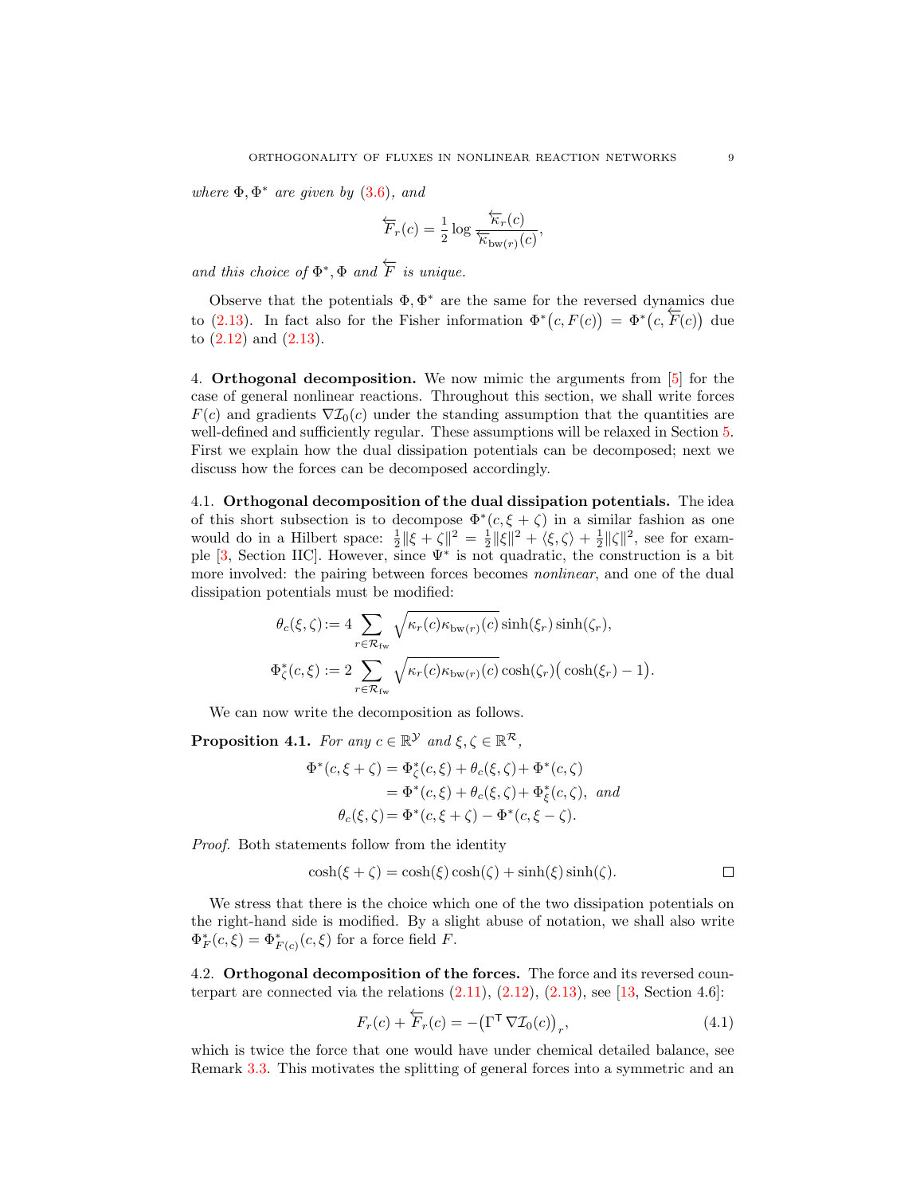*where* $\Phi, \Phi^*$ *are given by* (3.6)*, and*

$$\overleftarrow{F}_r(c) = \frac{1}{2}\log\frac{\overleftarrow{\kappa}_r(c)}{\overleftarrow{\kappa}_{\mathrm{bw}(r)}(c)},$$

*and this choice of* $\Phi^*, \Phi$ *and* $\overleftarrow{F}$ *is unique.*

Observe that the potentials $\Phi, \Phi^*$ are the same for the reversed dynamics due to (2.13). In fact also for the Fisher information $\Phi^*\big(c, F(c)\big) = \Phi^*\big(c, \overleftarrow{F}(c)\big)$ due to (2.12) and (2.13).

## 4. Orthogonal decomposition.

We now mimic the arguments from [5] for the case of general nonlinear reactions. Throughout this section, we shall write forces $F(c)$ and gradients $\nabla\mathcal{I}_0(c)$ under the standing assumption that the quantities are well-defined and sufficiently regular. These assumptions will be relaxed in Section 5. First we explain how the dual dissipation potentials can be decomposed; next we discuss how the forces can be decomposed accordingly.

### 4.1. Orthogonal decomposition of the dual dissipation potentials.

The idea of this short subsection is to decompose $\Phi^*(c, \xi+\zeta)$ in a similar fashion as one would do in a Hilbert space: $\frac{1}{2}\|\xi+\zeta\|^2 = \frac{1}{2}\|\xi\|^2 + \langle \xi, \zeta\rangle + \frac{1}{2}\|\zeta\|^2$, see for example [3, Section IIC]. However, since $\Psi^*$ is not quadratic, the construction is a bit more involved: the pairing between forces becomes *nonlinear*, and one of the dual dissipation potentials must be modified:

$$\theta_c(\xi,\zeta) := 4\sum_{r\in\mathcal{R}_{\mathrm{fw}}} \sqrt{\kappa_r(c)\kappa_{\mathrm{bw}(r)}(c)}\,\sinh(\xi_r)\sinh(\zeta_r),$$

$$\Phi^*_\zeta(c,\xi) := 2\sum_{r\in\mathcal{R}_{\mathrm{fw}}} \sqrt{\kappa_r(c)\kappa_{\mathrm{bw}(r)}(c)}\,\cosh(\zeta_r)\big(\cosh(\xi_r)-1\big).$$

We can now write the decomposition as follows.

**Proposition 4.1.** *For any* $c \in \mathbb{R}^{\mathcal{Y}}$ *and* $\xi, \zeta \in \mathbb{R}^{\mathcal{R}}$*,*

$$\begin{aligned}
\Phi^*(c,\xi+\zeta) &= \Phi^*_\zeta(c,\xi) + \theta_c(\xi,\zeta) + \Phi^*(c,\zeta)\\
&= \Phi^*(c,\xi) + \theta_c(\xi,\zeta) + \Phi^*_\xi(c,\zeta), \text{ and}\\
\theta_c(\xi,\zeta) &= \Phi^*(c,\xi+\zeta) - \Phi^*(c,\xi-\zeta).
\end{aligned}$$

*Proof.* Both statements follow from the identity

$$\cosh(\xi+\zeta) = \cosh(\xi)\cosh(\zeta) + \sinh(\xi)\sinh(\zeta). \qquad \square$$

We stress that there is the choice which one of the two dissipation potentials on the right-hand side is modified. By a slight abuse of notation, we shall also write $\Phi^*_F(c,\xi) = \Phi^*_{F(c)}(c,\xi)$ for a force field $F$.

### 4.2. Orthogonal decomposition of the forces.

The force and its reversed counterpart are connected via the relations (2.11), (2.12), (2.13), see [13, Section 4.6]:

$$F_r(c) + \overleftarrow{F}_r(c) = -\big(\Gamma^{\mathsf{T}}\nabla\mathcal{I}_0(c)\big)_r, \tag{4.1}$$

which is twice the force that one would have under chemical detailed balance, see Remark 3.3. This motivates the splitting of general forces into a symmetric and an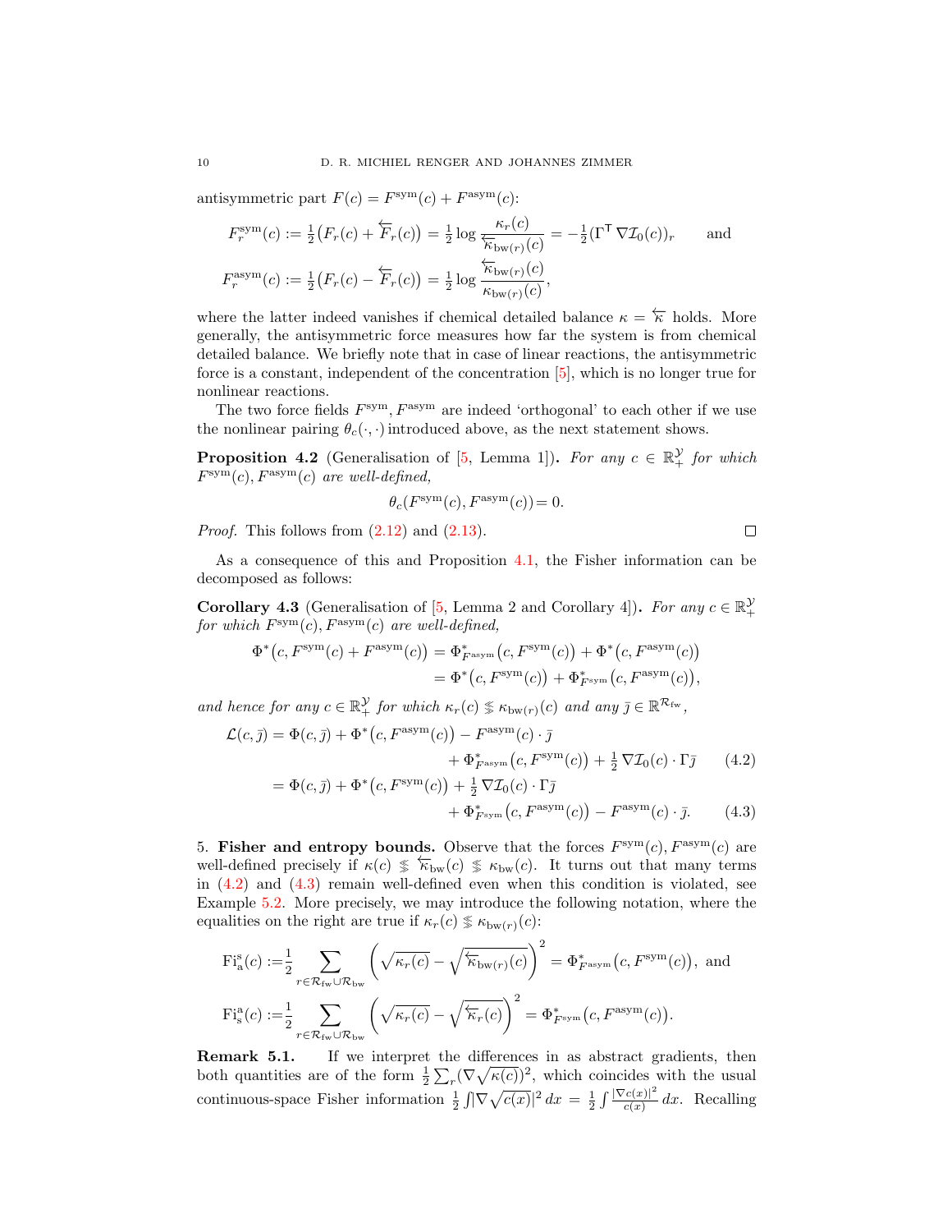antisymmetric part $F(c) = F^{\mathrm{sym}}(c) + F^{\mathrm{asym}}(c)$:

$$F_r^{\mathrm{sym}}(c) := \tfrac{1}{2}\big(F_r(c) + \overleftarrow{F}_r(c)\big) = \tfrac{1}{2}\log\frac{\kappa_r(c)}{\overleftarrow{\kappa}_{\mathrm{bw}(r)}(c)} = -\tfrac{1}{2}(\Gamma^{\mathsf{T}}\nabla\mathcal{I}_0(c))_r \qquad \text{and}$$

$$F_r^{\mathrm{asym}}(c) := \tfrac{1}{2}\big(F_r(c) - \overleftarrow{F}_r(c)\big) = \tfrac{1}{2}\log\frac{\overleftarrow{\kappa}_{\mathrm{bw}(r)}(c)}{\kappa_{\mathrm{bw}(r)}(c)},$$

where the latter indeed vanishes if chemical detailed balance $\kappa = \overleftarrow{\kappa}$ holds. More generally, the antisymmetric force measures how far the system is from chemical detailed balance. We briefly note that in case of linear reactions, the antisymmetric force is a constant, independent of the concentration [5], which is no longer true for nonlinear reactions.

The two force fields $F^{\mathrm{sym}}, F^{\mathrm{asym}}$ are indeed 'orthogonal' to each other if we use the nonlinear pairing $\theta_c(\cdot,\cdot)$ introduced above, as the next statement shows.

**Proposition 4.2** (Generalisation of [5, Lemma 1]). *For any $c \in \mathbb{R}_+^{\mathcal{Y}}$ for which $F^{\mathrm{sym}}(c), F^{\mathrm{asym}}(c)$ are well-defined,*

$$\theta_c(F^{\mathrm{sym}}(c), F^{\mathrm{asym}}(c)) = 0.$$

*Proof.* This follows from (2.12) and (2.13). $\square$

As a consequence of this and Proposition 4.1, the Fisher information can be decomposed as follows:

**Corollary 4.3** (Generalisation of [5, Lemma 2 and Corollary 4]). *For any $c \in \mathbb{R}_+^{\mathcal{Y}}$ for which $F^{\mathrm{sym}}(c), F^{\mathrm{asym}}(c)$ are well-defined,*

$$\begin{aligned}
\Phi^*\big(c, F^{\mathrm{sym}}(c) + F^{\mathrm{asym}}(c)\big) &= \Phi^*_{F^{\mathrm{asym}}}\big(c, F^{\mathrm{sym}}(c)\big) + \Phi^*\big(c, F^{\mathrm{asym}}(c)\big) \\
&= \Phi^*\big(c, F^{\mathrm{sym}}(c)\big) + \Phi^*_{F^{\mathrm{sym}}}\big(c, F^{\mathrm{asym}}(c)\big),
\end{aligned}$$

*and hence for any $c \in \mathbb{R}_+^{\mathcal{Y}}$ for which $\kappa_r(c) \lessgtr \kappa_{\mathrm{bw}(r)}(c)$ and any $\bar{\jmath} \in \mathbb{R}^{\mathcal{R}_{\mathrm{fw}}}$,*

$$\begin{aligned}
\mathcal{L}(c, \bar{\jmath}) = \Phi(c, \bar{\jmath}) + \Phi^*\big(c, F^{\mathrm{asym}}(c)\big) - F^{\mathrm{asym}}(c)\cdot\bar{\jmath} \qquad\qquad& \\
+ \Phi^*_{F^{\mathrm{asym}}}\big(c, F^{\mathrm{sym}}(c)\big) + \tfrac{1}{2}\nabla\mathcal{I}_0(c)\cdot\Gamma\bar{\jmath} \qquad& (4.2)\\
= \Phi(c, \bar{\jmath}) + \Phi^*\big(c, F^{\mathrm{sym}}(c)\big) + \tfrac{1}{2}\nabla\mathcal{I}_0(c)\cdot\Gamma\bar{\jmath} \qquad\qquad& \\
+ \Phi^*_{F^{\mathrm{sym}}}\big(c, F^{\mathrm{asym}}(c)\big) - F^{\mathrm{asym}}(c)\cdot\bar{\jmath}. \qquad& (4.3)
\end{aligned}$$

## 5. Fisher and entropy bounds.

Observe that the forces $F^{\mathrm{sym}}(c), F^{\mathrm{asym}}(c)$ are well-defined precisely if $\kappa(c) \lessgtr \overleftarrow{\kappa}_{\mathrm{bw}}(c) \lessgtr \kappa_{\mathrm{bw}}(c)$. It turns out that many terms in (4.2) and (4.3) remain well-defined even when this condition is violated, see Example 5.2. More precisely, we may introduce the following notation, where the equalities on the right are true if $\kappa_r(c) \lessgtr \kappa_{\mathrm{bw}(r)}(c)$:

$$\mathrm{Fi}^{\mathrm{s}}_{\mathrm{a}}(c) := \frac{1}{2}\sum_{r\in\mathcal{R}_{\mathrm{fw}}\cup\mathcal{R}_{\mathrm{bw}}}\left(\sqrt{\kappa_r(c)} - \sqrt{\overleftarrow{\kappa}_{\mathrm{bw}(r)}(c)}\right)^2 = \Phi^*_{F^{\mathrm{asym}}}\big(c, F^{\mathrm{sym}}(c)\big), \text{ and}$$

$$\mathrm{Fi}^{\mathrm{a}}_{\mathrm{s}}(c) := \frac{1}{2}\sum_{r\in\mathcal{R}_{\mathrm{fw}}\cup\mathcal{R}_{\mathrm{bw}}}\left(\sqrt{\kappa_r(c)} - \sqrt{\overleftarrow{\kappa}_r(c)}\right)^2 = \Phi^*_{F^{\mathrm{sym}}}\big(c, F^{\mathrm{asym}}(c)\big).$$

**Remark 5.1.** If we interpret the differences in as abstract gradients, then both quantities are of the form $\frac{1}{2}\sum_r(\nabla\sqrt{\kappa(c)})^2$, which coincides with the usual continuous-space Fisher information $\frac{1}{2}\int|\nabla\sqrt{c(x)}|^2\,dx = \frac{1}{2}\int\frac{|\nabla c(x)|^2}{c(x)}\,dx$. Recalling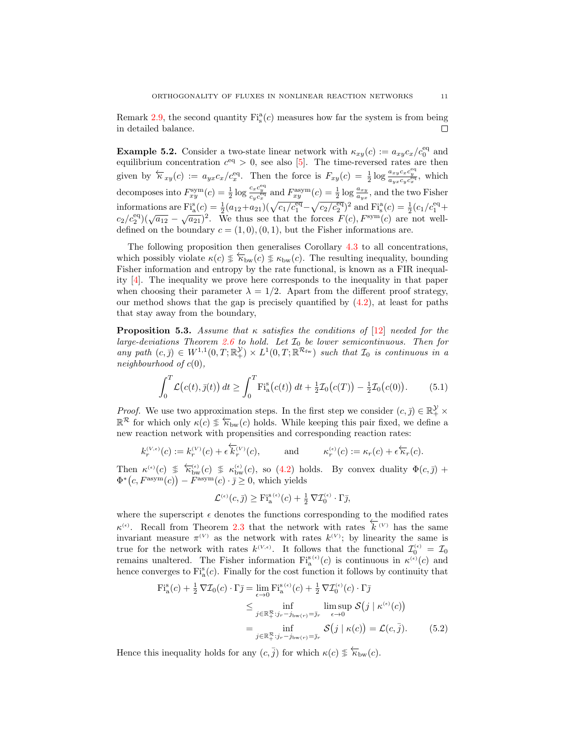Remark 2.9, the second quantity $\mathrm{Fi}^{\mathrm{a}}_{\mathrm{s}}(c)$ measures how far the system is from being in detailed balance. □

**Example 5.2.** Consider a two-state linear network with $\kappa_{xy}(c) := a_{xy}c_x/c_0^{\mathrm{eq}}$ and equilibrium concentration $c^{\mathrm{eq}} > 0$, see also [5]. The time-reversed rates are then given by $\overleftarrow{\kappa}_{xy}(c) := a_{yx}c_x/c_x^{\mathrm{eq}}$. Then the force is $F_{xy}(c) = \frac{1}{2}\log\frac{a_{xy}c_x c_y^{\mathrm{eq}}}{a_{yx}c_y c_x^{\mathrm{eq}}}$, which decomposes into $F^{\mathrm{sym}}_{xy}(c) = \frac{1}{2}\log\frac{c_x c_y^{\mathrm{eq}}}{c_y c_x^{\mathrm{eq}}}$ and $F^{\mathrm{asym}}_{xy}(c) = \frac{1}{2}\log\frac{a_{xy}}{a_{yx}}$, and the two Fisher informations are $\mathrm{Fi}^{\mathrm{s}}_{\mathrm{a}}(c) = \frac{1}{2}(a_{12}+a_{21})(\sqrt{c_1/c_1^{\mathrm{eq}}}-\sqrt{c_2/c_2^{\mathrm{eq}}})^2$ and $\mathrm{Fi}^{\mathrm{a}}_{\mathrm{s}}(c) = \frac{1}{2}(c_1/c_1^{\mathrm{eq}}+c_2/c_2^{\mathrm{eq}})(\sqrt{a_{12}}-\sqrt{a_{21}})^2$. We thus see that the forces $F(c), F^{\mathrm{sym}}(c)$ are not well-defined on the boundary $c = (1,0),(0,1)$, but the Fisher informations are.

The following proposition then generalises Corollary 4.3 to all concentrations, which possibly violate $\kappa(c) \lesseqgtr \overleftarrow{\kappa}_{\mathrm{bw}}(c) \lesseqgtr \kappa_{\mathrm{bw}}(c)$. The resulting inequality, bounding Fisher information and entropy by the rate functional, is known as a FIR inequality [4]. The inequality we prove here corresponds to the inequality in that paper when choosing their parameter $\lambda = 1/2$. Apart from the different proof strategy, our method shows that the gap is precisely quantified by (4.2), at least for paths that stay away from the boundary,

**Proposition 5.3.** *Assume that $\kappa$ satisfies the conditions of [12] needed for the large-deviations Theorem 2.6 to hold. Let $\mathcal{I}_0$ be lower semicontinuous. Then for any path $(c,\bar{\jmath}) \in W^{1,1}(0,T;\mathbb{R}^{\mathcal{Y}}_+) \times L^1(0,T;\mathbb{R}^{\mathcal{R}_{\mathrm{fw}}})$ such that $\mathcal{I}_0$ is continuous in a neighbourhood of $c(0)$,*

$$\int_0^T \mathcal{L}\big(c(t),\bar{\jmath}(t)\big)\,dt \geq \int_0^T \mathrm{Fi}^{\mathrm{s}}_{\mathrm{a}}\big(c(t)\big)\,dt + \tfrac{1}{2}\mathcal{I}_0\big(c(T)\big) - \tfrac{1}{2}\mathcal{I}_0\big(c(0)\big). \tag{5.1}$$

*Proof.* We use two approximation steps. In the first step we consider $(c,\bar{\jmath}) \in \mathbb{R}^{\mathcal{Y}}_+ \times \mathbb{R}^{\mathcal{R}}$ for which only $\kappa(c) \lesseqgtr \overleftarrow{\kappa}_{\mathrm{bw}}(c)$ holds. While keeping this pair fixed, we define a new reaction network with propensities and corresponding reaction rates:

$$k_r^{(V,\epsilon)}(c) := k_r^{(V)}(c) + \epsilon\,\overleftarrow{k}_r^{(V)}(c), \qquad \text{and} \qquad \kappa_r^{(\epsilon)}(c) := \kappa_r(c) + \epsilon\,\overleftarrow{\kappa}_r(c).$$

Then $\kappa^{(\epsilon)}(c) \lesseqgtr \overleftarrow{\kappa}^{(\epsilon)}_{\mathrm{bw}}(c) \lesseqgtr \kappa^{(\epsilon)}_{\mathrm{bw}}(c)$, so (4.2) holds. By convex duality $\Phi(c,\bar{\jmath}) + \Phi^*\big(c, F^{\mathrm{asym}}(c)\big) - F^{\mathrm{asym}}(c)\cdot\bar{\jmath} \geq 0$, which yields

$$\mathcal{L}^{(\epsilon)}(c,\bar{\jmath}) \geq \mathrm{Fi}^{\mathrm{s}\,(\epsilon)}_{\mathrm{a}}(c) + \tfrac{1}{2}\,\nabla\mathcal{I}_0^{(\epsilon)}\cdot\Gamma\bar{\jmath},$$

where the superscript $\epsilon$ denotes the functions corresponding to the modified rates $\kappa^{(\epsilon)}$. Recall from Theorem 2.3 that the network with rates $\overleftarrow{k}^{(V)}$ has the same invariant measure $\pi^{(V)}$ as the network with rates $k^{(V)}$; by linearity the same is true for the network with rates $k^{(V,\epsilon)}$. It follows that the functional $\mathcal{I}_0^{(\epsilon)} = \mathcal{I}_0$ remains unaltered. The Fisher information $\mathrm{Fi}^{\mathrm{s}\,(\epsilon)}_{\mathrm{a}}(c)$ is continuous in $\kappa^{(\epsilon)}(c)$ and hence converges to $\mathrm{Fi}^{\mathrm{s}}_{\mathrm{a}}(c)$. Finally for the cost function it follows by continuity that

$$\begin{aligned}
\mathrm{Fi}^{\mathrm{s}}_{\mathrm{a}}(c) + \tfrac{1}{2}\,\nabla\mathcal{I}_0(c)\cdot\Gamma\bar{\jmath} &= \lim_{\epsilon\to0}\mathrm{Fi}^{\mathrm{s}\,(\epsilon)}_{\mathrm{a}}(c) + \tfrac{1}{2}\,\nabla\mathcal{I}_0^{(\epsilon)}(c)\cdot\Gamma\bar{\jmath} \\
&\leq \inf_{j\in\mathbb{R}^{\mathcal{R}}_+:\,j_r - j_{\mathrm{bw}(r)} = \bar{\jmath}_r}\ \limsup_{\epsilon\to0}\ \mathcal{S}\big(j \mid \kappa^{(\epsilon)}(c)\big) \\
&= \inf_{j\in\mathbb{R}^{\mathcal{R}}_+:\,j_r - j_{\mathrm{bw}(r)} = \bar{\jmath}_r}\ \mathcal{S}\big(j \mid \kappa(c)\big) = \mathcal{L}(c,\bar{\jmath}).
\end{aligned} \tag{5.2}$$

Hence this inequality holds for any $(c,\bar{\jmath})$ for which $\kappa(c) \lesseqgtr \overleftarrow{\kappa}_{\mathrm{bw}}(c)$.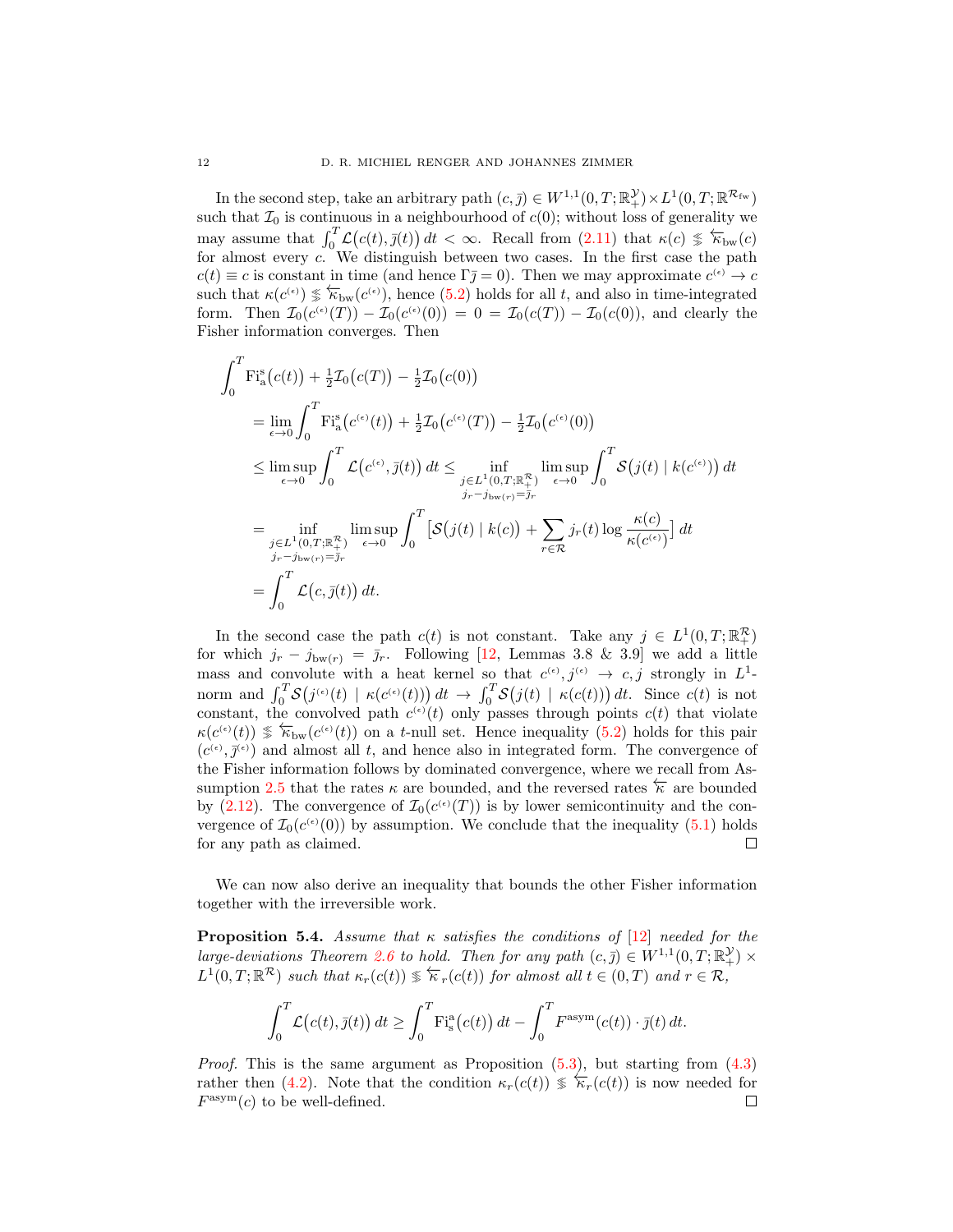In the second step, take an arbitrary path $(c, \bar{\jmath}) \in W^{1,1}(0,T;\mathbb{R}^{\mathcal{Y}}_+) \times L^1(0,T;\mathbb{R}^{\mathcal{R}_{\mathrm{fw}}})$ such that $\mathcal{I}_0$ is continuous in a neighbourhood of $c(0)$; without loss of generality we may assume that $\int_0^T \mathcal{L}\big(c(t), \bar{\jmath}(t)\big)\,dt < \infty$. Recall from (2.11) that $\kappa(c) \lesseqgtr \overleftarrow{\kappa}_{\mathrm{bw}}(c)$ for almost every $c$. We distinguish between two cases. In the first case the path $c(t) \equiv c$ is constant in time (and hence $\Gamma \bar{\jmath} = 0$). Then we may approximate $c^{(\epsilon)} \to c$ such that $\kappa(c^{(\epsilon)}) \lesseqgtr \overleftarrow{\kappa}_{\mathrm{bw}}(c^{(\epsilon)})$, hence (5.2) holds for all $t$, and also in time-integrated form. Then $\mathcal{I}_0(c^{(\epsilon)}(T)) - \mathcal{I}_0(c^{(\epsilon)}(0)) = 0 = \mathcal{I}_0(c(T)) - \mathcal{I}_0(c(0))$, and clearly the Fisher information converges. Then

$$
\begin{aligned}
&\int_0^T \mathrm{Fi}^{\mathrm{s}}_{\mathrm{a}}\big(c(t)\big) + \tfrac{1}{2}\mathcal{I}_0\big(c(T)\big) - \tfrac{1}{2}\mathcal{I}_0\big(c(0)\big) \\
&\quad = \lim_{\epsilon \to 0} \int_0^T \mathrm{Fi}^{\mathrm{s}}_{\mathrm{a}}\big(c^{(\epsilon)}(t)\big) + \tfrac{1}{2}\mathcal{I}_0\big(c^{(\epsilon)}(T)\big) - \tfrac{1}{2}\mathcal{I}_0\big(c^{(\epsilon)}(0)\big) \\
&\quad \le \limsup_{\epsilon \to 0} \int_0^T \mathcal{L}\big(c^{(\epsilon)}, \bar{\jmath}(t)\big)\,dt \le \inf_{\substack{j \in L^1(0,T;\mathbb{R}^{\mathcal{R}}_+) \\ j_r - j_{\mathrm{bw}(r)} = \bar{\jmath}_r}} \limsup_{\epsilon \to 0} \int_0^T \mathcal{S}\big(j(t) \mid k(c^{(\epsilon)})\big)\,dt \\
&\quad = \inf_{\substack{j \in L^1(0,T;\mathbb{R}^{\mathcal{R}}_+) \\ j_r - j_{\mathrm{bw}(r)} = \bar{\jmath}_r}} \limsup_{\epsilon \to 0} \int_0^T \Big[\mathcal{S}\big(j(t) \mid k(c)\big) + \sum_{r \in \mathcal{R}} j_r(t) \log \frac{\kappa(c)}{\kappa(c^{(\epsilon)})}\Big]\,dt \\
&\quad = \int_0^T \mathcal{L}\big(c, \bar{\jmath}(t)\big)\,dt.
\end{aligned}
$$

In the second case the path $c(t)$ is not constant. Take any $j \in L^1(0,T;\mathbb{R}^{\mathcal{R}}_+)$ for which $j_r - j_{\mathrm{bw}(r)} = \bar{\jmath}_r$. Following [12, Lemmas 3.8 & 3.9] we add a little mass and convolute with a heat kernel so that $c^{(\epsilon)}, j^{(\epsilon)} \to c, j$ strongly in $L^1$-norm and $\int_0^T \mathcal{S}\big(j^{(\epsilon)}(t) \mid \kappa(c^{(\epsilon)}(t))\big)\,dt \to \int_0^T \mathcal{S}\big(j(t) \mid \kappa(c(t))\big)\,dt$. Since $c(t)$ is not constant, the convolved path $c^{(\epsilon)}(t)$ only passes through points $c(t)$ that violate $\kappa(c^{(\epsilon)}(t)) \lesseqgtr \overleftarrow{\kappa}_{\mathrm{bw}}(c^{(\epsilon)}(t))$ on a $t$-null set. Hence inequality (5.2) holds for this pair $(c^{(\epsilon)}, \bar{\jmath}^{(\epsilon)})$ and almost all $t$, and hence also in integrated form. The convergence of the Fisher information follows by dominated convergence, where we recall from Assumption 2.5 that the rates $\kappa$ are bounded, and the reversed rates $\overleftarrow{\kappa}$ are bounded by (2.12). The convergence of $\mathcal{I}_0(c^{(\epsilon)}(T))$ is by lower semicontinuity and the convergence of $\mathcal{I}_0(c^{(\epsilon)}(0))$ by assumption. We conclude that the inequality (5.1) holds for any path as claimed. ∎

We can now also derive an inequality that bounds the other Fisher information together with the irreversible work.

**Proposition 5.4.** *Assume that $\kappa$ satisfies the conditions of [12] needed for the large-deviations Theorem 2.6 to hold. Then for any path $(c, \bar{\jmath}) \in W^{1,1}(0,T;\mathbb{R}^{\mathcal{Y}}_+) \times L^1(0,T;\mathbb{R}^{\mathcal{R}})$ such that $\kappa_r(c(t)) \lesseqgtr \overleftarrow{\kappa}_r(c(t))$ for almost all $t \in (0,T)$ and $r \in \mathcal{R}$,*

$$
\int_0^T \mathcal{L}\big(c(t), \bar{\jmath}(t)\big)\,dt \ge \int_0^T \mathrm{Fi}^{\mathrm{a}}_{\mathrm{s}}\big(c(t)\big)\,dt - \int_0^T F^{\mathrm{asym}}(c(t)) \cdot \bar{\jmath}(t)\,dt.
$$

*Proof.* This is the same argument as Proposition (5.3), but starting from (4.3) rather then (4.2). Note that the condition $\kappa_r(c(t)) \lesseqgtr \overleftarrow{\kappa}_r(c(t))$ is now needed for $F^{\mathrm{asym}}(c)$ to be well-defined. ∎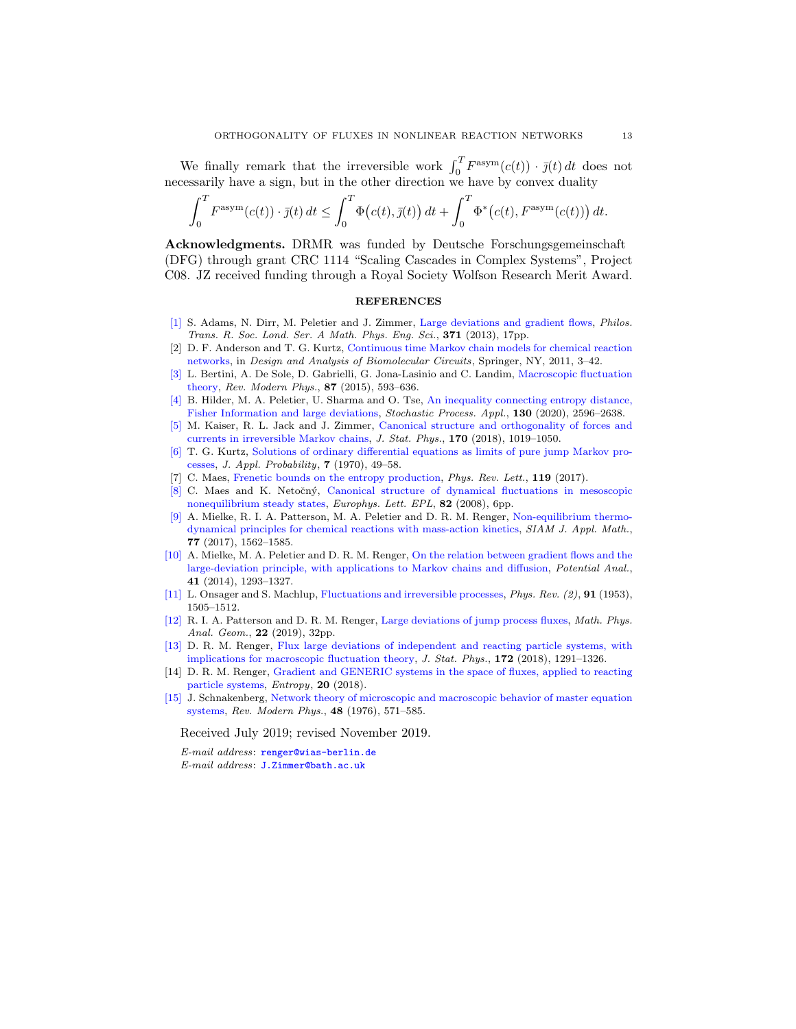We finally remark that the irreversible work $\int_0^T F^{\mathrm{asym}}(c(t)) \cdot \bar{\jmath}(t)\,dt$ does not necessarily have a sign, but in the other direction we have by convex duality

$$\int_0^T F^{\mathrm{asym}}(c(t)) \cdot \bar{\jmath}(t)\,dt \le \int_0^T \Phi\big(c(t), \bar{\jmath}(t)\big)\,dt + \int_0^T \Phi^*\big(c(t), F^{\mathrm{asym}}(c(t))\big)\,dt.$$

**Acknowledgments.** DRMR was funded by Deutsche Forschungsgemeinschaft (DFG) through grant CRC 1114 "Scaling Cascades in Complex Systems", Project C08. JZ received funding through a Royal Society Wolfson Research Merit Award.

## REFERENCES

[1] S. Adams, N. Dirr, M. Peletier and J. Zimmer, Large deviations and gradient flows, *Philos. Trans. R. Soc. Lond. Ser. A Math. Phys. Eng. Sci.*, **371** (2013), 17pp.

[2] D. F. Anderson and T. G. Kurtz, Continuous time Markov chain models for chemical reaction networks, in *Design and Analysis of Biomolecular Circuits*, Springer, NY, 2011, 3–42.

[3] L. Bertini, A. De Sole, D. Gabrielli, G. Jona-Lasinio and C. Landim, Macroscopic fluctuation theory, *Rev. Modern Phys.*, **87** (2015), 593–636.

[4] B. Hilder, M. A. Peletier, U. Sharma and O. Tse, An inequality connecting entropy distance, Fisher Information and large deviations, *Stochastic Process. Appl.*, **130** (2020), 2596–2638.

[5] M. Kaiser, R. L. Jack and J. Zimmer, Canonical structure and orthogonality of forces and currents in irreversible Markov chains, *J. Stat. Phys.*, **170** (2018), 1019–1050.

[6] T. G. Kurtz, Solutions of ordinary differential equations as limits of pure jump Markov processes, *J. Appl. Probability*, **7** (1970), 49–58.

[7] C. Maes, Frenetic bounds on the entropy production, *Phys. Rev. Lett.*, **119** (2017).

[8] C. Maes and K. Netočný, Canonical structure of dynamical fluctuations in mesoscopic nonequilibrium steady states, *Europhys. Lett. EPL*, **82** (2008), 6pp.

[9] A. Mielke, R. I. A. Patterson, M. A. Peletier and D. R. M. Renger, Non-equilibrium thermodynamical principles for chemical reactions with mass-action kinetics, *SIAM J. Appl. Math.*, **77** (2017), 1562–1585.

[10] A. Mielke, M. A. Peletier and D. R. M. Renger, On the relation between gradient flows and the large-deviation principle, with applications to Markov chains and diffusion, *Potential Anal.*, **41** (2014), 1293–1327.

[11] L. Onsager and S. Machlup, Fluctuations and irreversible processes, *Phys. Rev. (2)*, **91** (1953), 1505–1512.

[12] R. I. A. Patterson and D. R. M. Renger, Large deviations of jump process fluxes, *Math. Phys. Anal. Geom.*, **22** (2019), 32pp.

[13] D. R. M. Renger, Flux large deviations of independent and reacting particle systems, with implications for macroscopic fluctuation theory, *J. Stat. Phys.*, **172** (2018), 1291–1326.

[14] D. R. M. Renger, Gradient and GENERIC systems in the space of fluxes, applied to reacting particle systems, *Entropy*, **20** (2018).

[15] J. Schnakenberg, Network theory of microscopic and macroscopic behavior of master equation systems, *Rev. Modern Phys.*, **48** (1976), 571–585.

Received July 2019; revised November 2019.

*E-mail address*: renger@wias-berlin.de

*E-mail address*: J.Zimmer@bath.ac.uk